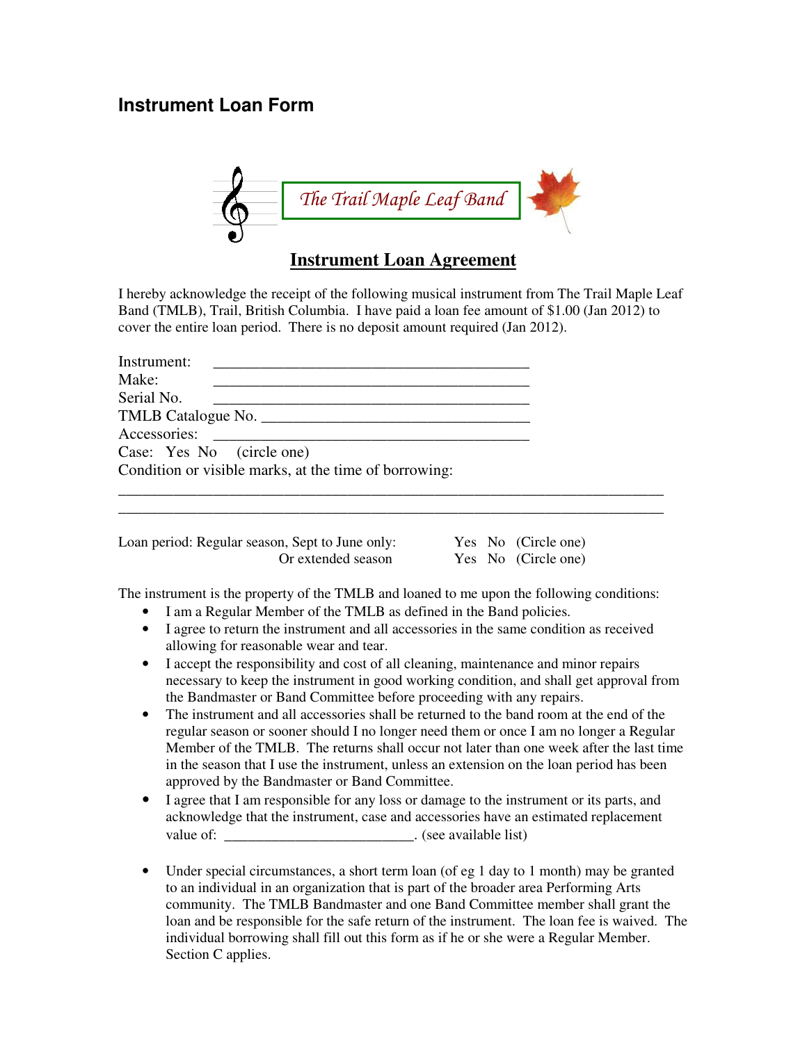# Instrument Loan Form

*The Trail Maple Leaf Band*

## Instrument Loan Agreement

I hereby acknowledge the receipt of the following musical instrument from The Trail Maple Leaf Band (TMLB), Trail, British Columbia. I have paid a loan fee amount of $1.00 (Jan 2012) to cover the entire loan period. There is no deposit amount required (Jan 2012).

Instrument: ________________________________________
Make: ________________________________________
Serial No. ________________________________________
TMLB Catalogue No. __________________________________
Accessories: ________________________________________
Case: Yes No (circle one)
Condition or visible marks, at the time of borrowing:

______________________________________________________________________
______________________________________________________________________

Loan period: Regular season, Sept to June only: Yes No (Circle one)
Or extended season Yes No (Circle one)

The instrument is the property of the TMLB and loaned to me upon the following conditions:

- I am a Regular Member of the TMLB as defined in the Band policies.
- I agree to return the instrument and all accessories in the same condition as received allowing for reasonable wear and tear.
- I accept the responsibility and cost of all cleaning, maintenance and minor repairs necessary to keep the instrument in good working condition, and shall get approval from the Bandmaster or Band Committee before proceeding with any repairs.
- The instrument and all accessories shall be returned to the band room at the end of the regular season or sooner should I no longer need them or once I am no longer a Regular Member of the TMLB. The returns shall occur not later than one week after the last time in the season that I use the instrument, unless an extension on the loan period has been approved by the Bandmaster or Band Committee.
- I agree that I am responsible for any loss or damage to the instrument or its parts, and acknowledge that the instrument, case and accessories have an estimated replacement value of: _________________________. (see available list)

- Under special circumstances, a short term loan (of eg 1 day to 1 month) may be granted to an individual in an organization that is part of the broader area Performing Arts community. The TMLB Bandmaster and one Band Committee member shall grant the loan and be responsible for the safe return of the instrument. The loan fee is waived. The individual borrowing shall fill out this form as if he or she were a Regular Member. Section C applies.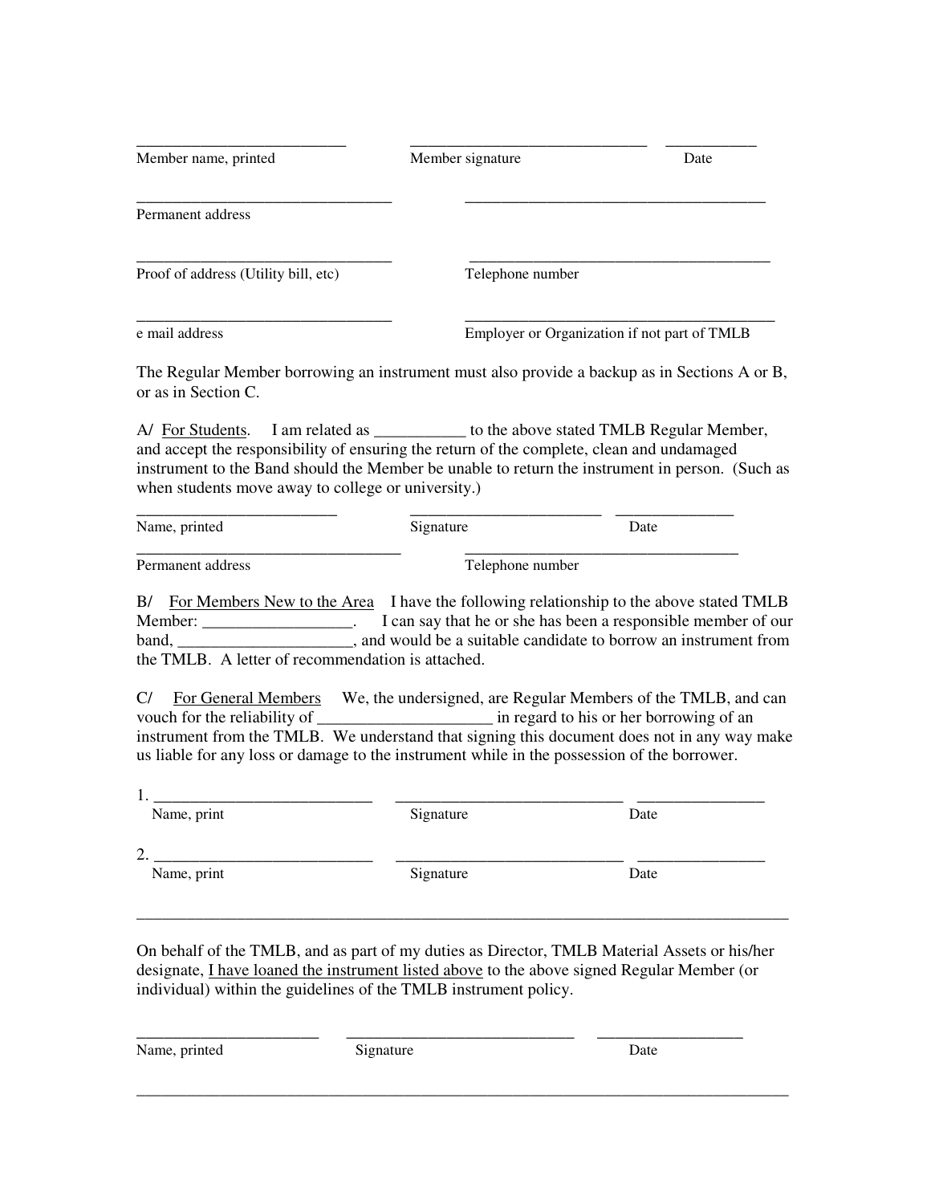___________________________ _______________________________ ___________

Member name, printed | Member signature | Date

_________________________________ _______________________________________

Permanent address

_________________________________ _______________________________________

Proof of address (Utility bill, etc) | Telephone number

_________________________________ ________________________________________

e mail address | Employer or Organization if not part of TMLB

The Regular Member borrowing an instrument must also provide a backup as in Sections A or B, or as in Section C.

A/ <u>For Students</u>. I am related as ___________ to the above stated TMLB Regular Member, and accept the responsibility of ensuring the return of the complete, clean and undamaged instrument to the Band should the Member be unable to return the instrument in person. (Such as when students move away to college or university.)

_________________________ ________________________ ______________

Name, printed | Signature | Date

__________________________________ ___________________________________

Permanent address | Telephone number

B/ <u>For Members New to the Area</u> I have the following relationship to the above stated TMLB Member: __________________. I can say that he or she has been a responsible member of our band, _____________________, and would be a suitable candidate to borrow an instrument from the TMLB. A letter of recommendation is attached.

C/ <u>For General Members</u> We, the undersigned, are Regular Members of the TMLB, and can vouch for the reliability of ______________________ in regard to his or her borrowing of an instrument from the TMLB. We understand that signing this document does not in any way make us liable for any loss or damage to the instrument while in the possession of the borrower.

1. ___________________________ _____________________________ ________________

Name, print | Signature | Date

2. ___________________________ _____________________________ ________________

Name, print | Signature | Date

---

On behalf of the TMLB, and as part of my duties as Director, TMLB Material Assets or his/her designate, <u>I have loaned the instrument listed above</u> to the above signed Regular Member (or individual) within the guidelines of the TMLB instrument policy.

_______________________ _____________________________ __________________

Name, printed | Signature | Date

---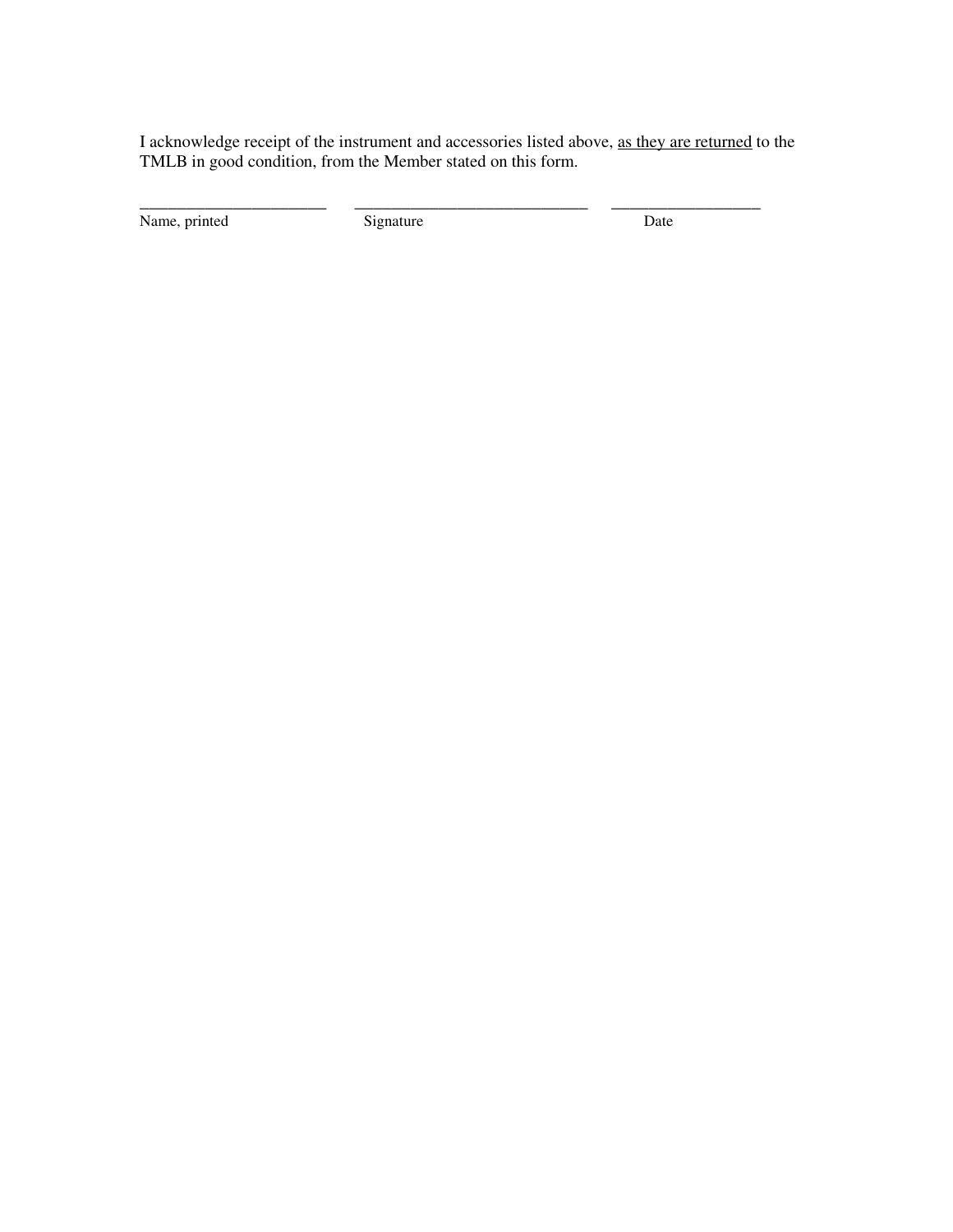I acknowledge receipt of the instrument and accessories listed above, <u>as they are returned</u> to the TMLB in good condition, from the Member stated on this form.

_______________________     _____________________________     __________________

Name, printed                         Signature                                              Date